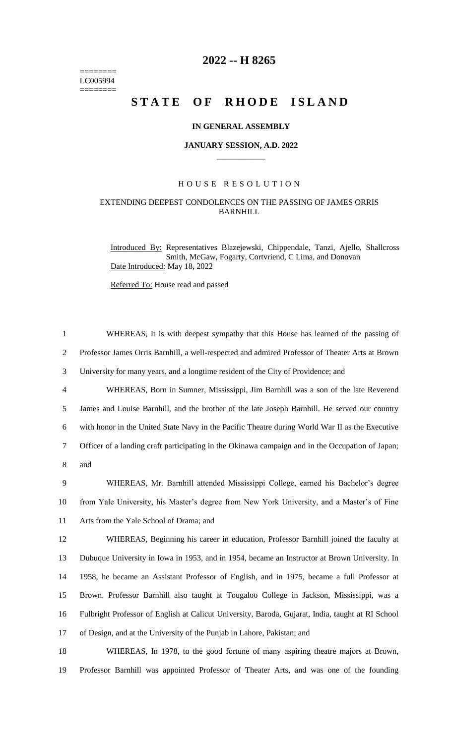# 2022 -- H 8265

========
LC005994
========

# STATE OF RHODE ISLAND

## IN GENERAL ASSEMBLY

### JANUARY SESSION, A.D. 2022

---

## HOUSE RESOLUTION

### EXTENDING DEEPEST CONDOLENCES ON THE PASSING OF JAMES ORRIS BARNHILL

Introduced By: Representatives Blazejewski, Chippendale, Tanzi, Ajello, Shallcross Smith, McGaw, Fogarty, Cortvriend, C Lima, and Donovan

Date Introduced: May 18, 2022

Referred To: House read and passed

WHEREAS, It is with deepest sympathy that this House has learned of the passing of Professor James Orris Barnhill, a well-respected and admired Professor of Theater Arts at Brown University for many years, and a longtime resident of the City of Providence; and

WHEREAS, Born in Sumner, Mississippi, Jim Barnhill was a son of the late Reverend James and Louise Barnhill, and the brother of the late Joseph Barnhill. He served our country with honor in the United State Navy in the Pacific Theatre during World War II as the Executive Officer of a landing craft participating in the Okinawa campaign and in the Occupation of Japan; and

WHEREAS, Mr. Barnhill attended Mississippi College, earned his Bachelor's degree from Yale University, his Master's degree from New York University, and a Master's of Fine Arts from the Yale School of Drama; and

WHEREAS, Beginning his career in education, Professor Barnhill joined the faculty at Dubuque University in Iowa in 1953, and in 1954, became an Instructor at Brown University. In 1958, he became an Assistant Professor of English, and in 1975, became a full Professor at Brown. Professor Barnhill also taught at Tougaloo College in Jackson, Mississippi, was a Fulbright Professor of English at Calicut University, Baroda, Gujarat, India, taught at RI School of Design, and at the University of the Punjab in Lahore, Pakistan; and

WHEREAS, In 1978, to the good fortune of many aspiring theatre majors at Brown, Professor Barnhill was appointed Professor of Theater Arts, and was one of the founding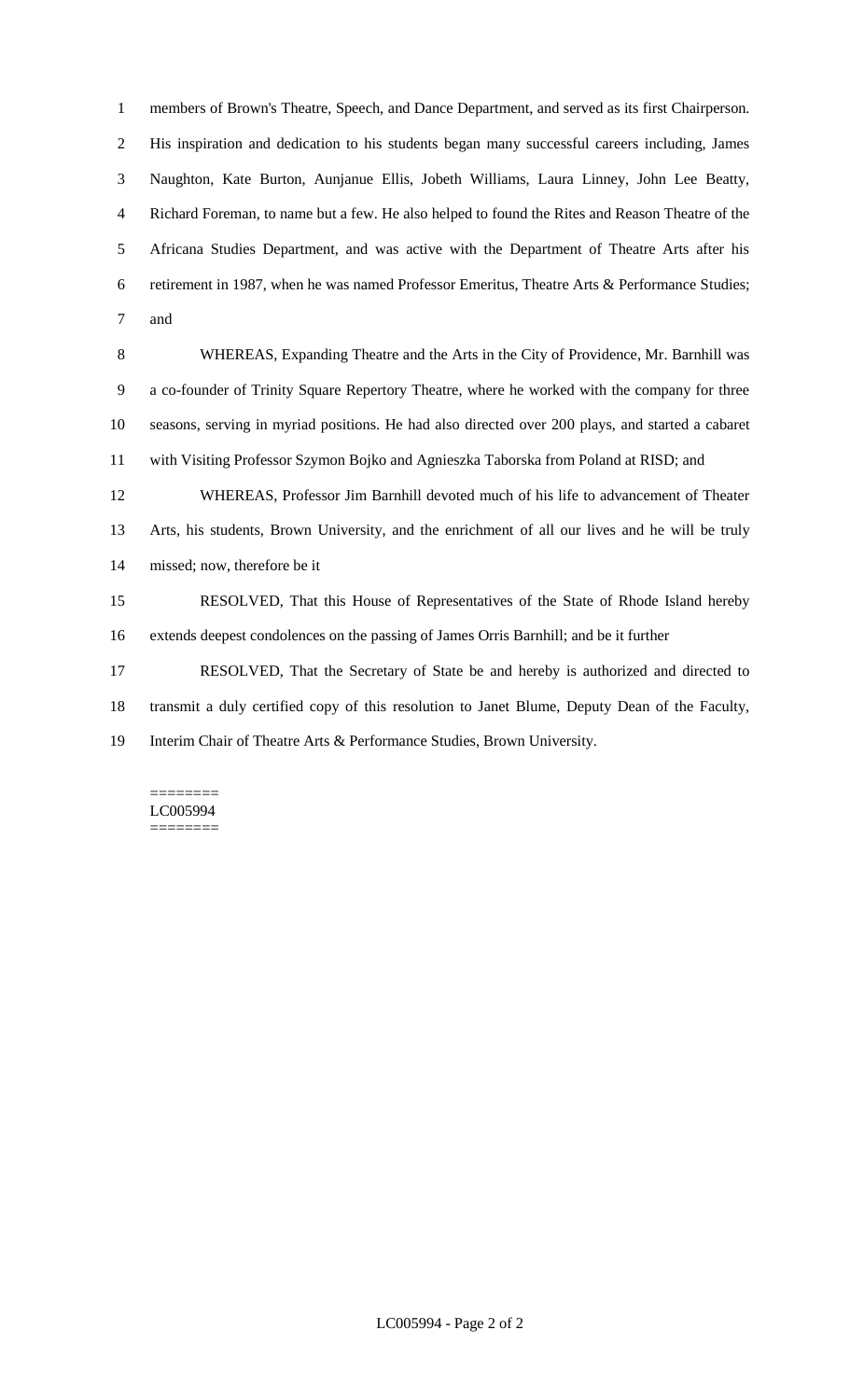members of Brown's Theatre, Speech, and Dance Department, and served as its first Chairperson. His inspiration and dedication to his students began many successful careers including, James Naughton, Kate Burton, Aunjanue Ellis, Jobeth Williams, Laura Linney, John Lee Beatty, Richard Foreman, to name but a few. He also helped to found the Rites and Reason Theatre of the Africana Studies Department, and was active with the Department of Theatre Arts after his retirement in 1987, when he was named Professor Emeritus, Theatre Arts & Performance Studies; and

WHEREAS, Expanding Theatre and the Arts in the City of Providence, Mr. Barnhill was a co-founder of Trinity Square Repertory Theatre, where he worked with the company for three seasons, serving in myriad positions. He had also directed over 200 plays, and started a cabaret with Visiting Professor Szymon Bojko and Agnieszka Taborska from Poland at RISD; and

WHEREAS, Professor Jim Barnhill devoted much of his life to advancement of Theater Arts, his students, Brown University, and the enrichment of all our lives and he will be truly missed; now, therefore be it

RESOLVED, That this House of Representatives of the State of Rhode Island hereby extends deepest condolences on the passing of James Orris Barnhill; and be it further

RESOLVED, That the Secretary of State be and hereby is authorized and directed to transmit a duly certified copy of this resolution to Janet Blume, Deputy Dean of the Faculty, Interim Chair of Theatre Arts & Performance Studies, Brown University.

========
LC005994
========